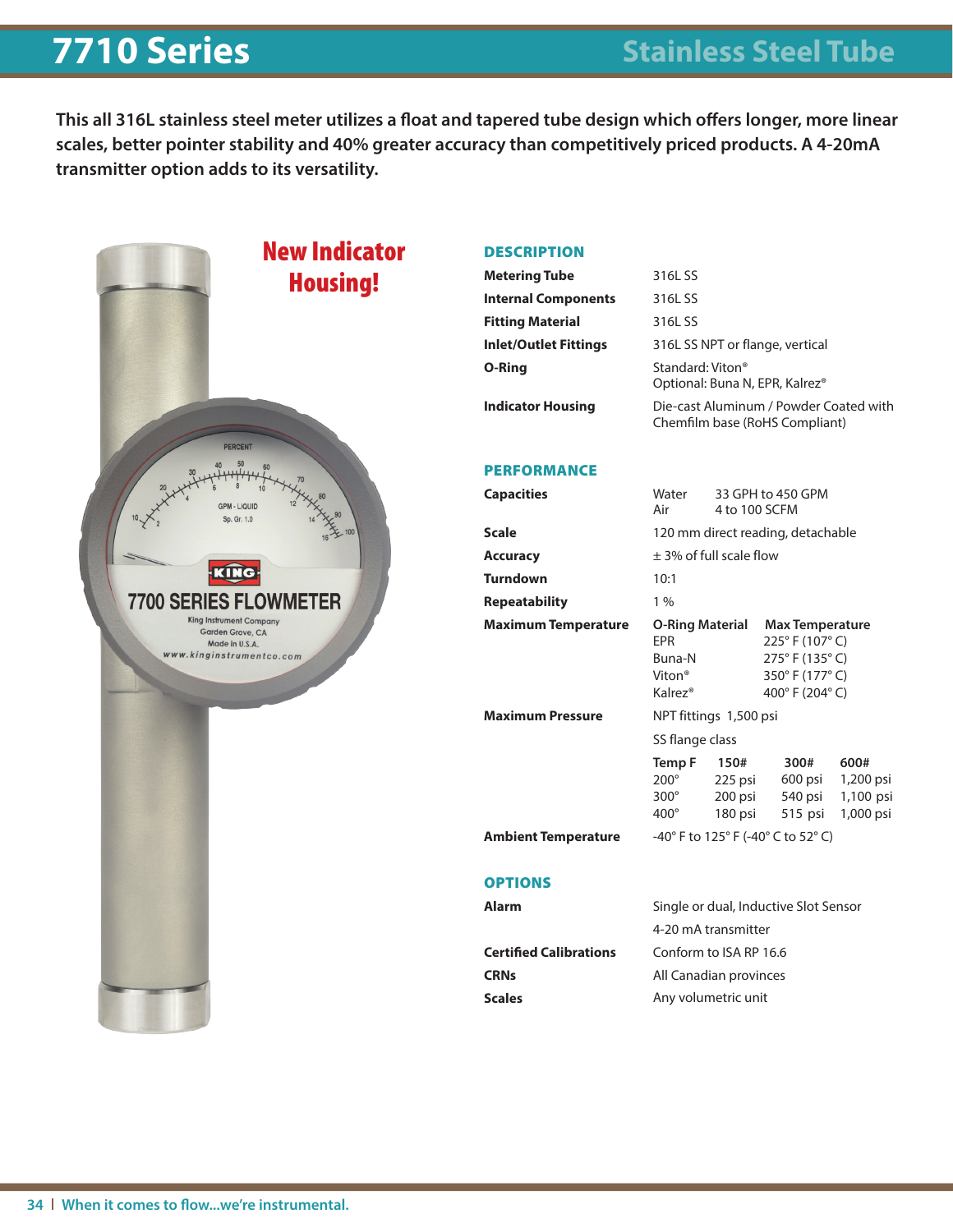# 7710 Series

## Stainless Steel Tube

**This all 316L stainless steel meter utilizes a float and tapered tube design which offers longer, more linear scales, better pointer stability and 40% greater accuracy than competitively priced products. A 4-20mA transmitter option adds to its versatility.**

**New Indicator Housing!**

### DESCRIPTION

| | |
|---|---|
| **Metering Tube** | 316L SS |
| **Internal Components** | 316L SS |
| **Fitting Material** | 316L SS |
| **Inlet/Outlet Fittings** | 316L SS NPT or flange, vertical |
| **O-Ring** | Standard: Viton® Optional: Buna N, EPR, Kalrez® |
| **Indicator Housing** | Die-cast Aluminum / Powder Coated with Chemfilm base (RoHS Compliant) |

### PERFORMANCE

| | |
|---|---|
| **Capacities** | Water 33 GPH to 450 GPM; Air 4 to 100 SCFM |
| **Scale** | 120 mm direct reading, detachable |
| **Accuracy** | ± 3% of full scale flow |
| **Turndown** | 10:1 |
| **Repeatability** | 1 % |

**Maximum Temperature**

| O-Ring Material | Max Temperature |
|---|---|
| EPR | 225° F (107° C) |
| Buna-N | 275° F (135° C) |
| Viton® | 350° F (177° C) |
| Kalrez® | 400° F (204° C) |

**Maximum Pressure**

NPT fittings 1,500 psi

SS flange class

| Temp F | 150# | 300# | 600# |
|---|---|---|---|
| 200° | 225 psi | 600 psi | 1,200 psi |
| 300° | 200 psi | 540 psi | 1,100 psi |
| 400° | 180 psi | 515 psi | 1,000 psi |

**Ambient Temperature** -40° F to 125° F (-40° C to 52° C)

### OPTIONS

| | |
|---|---|
| **Alarm** | Single or dual, Inductive Slot Sensor |
| | 4-20 mA transmitter |
| **Certified Calibrations** | Conform to ISA RP 16.6 |
| **CRNs** | All Canadian provinces |
| **Scales** | Any volumetric unit |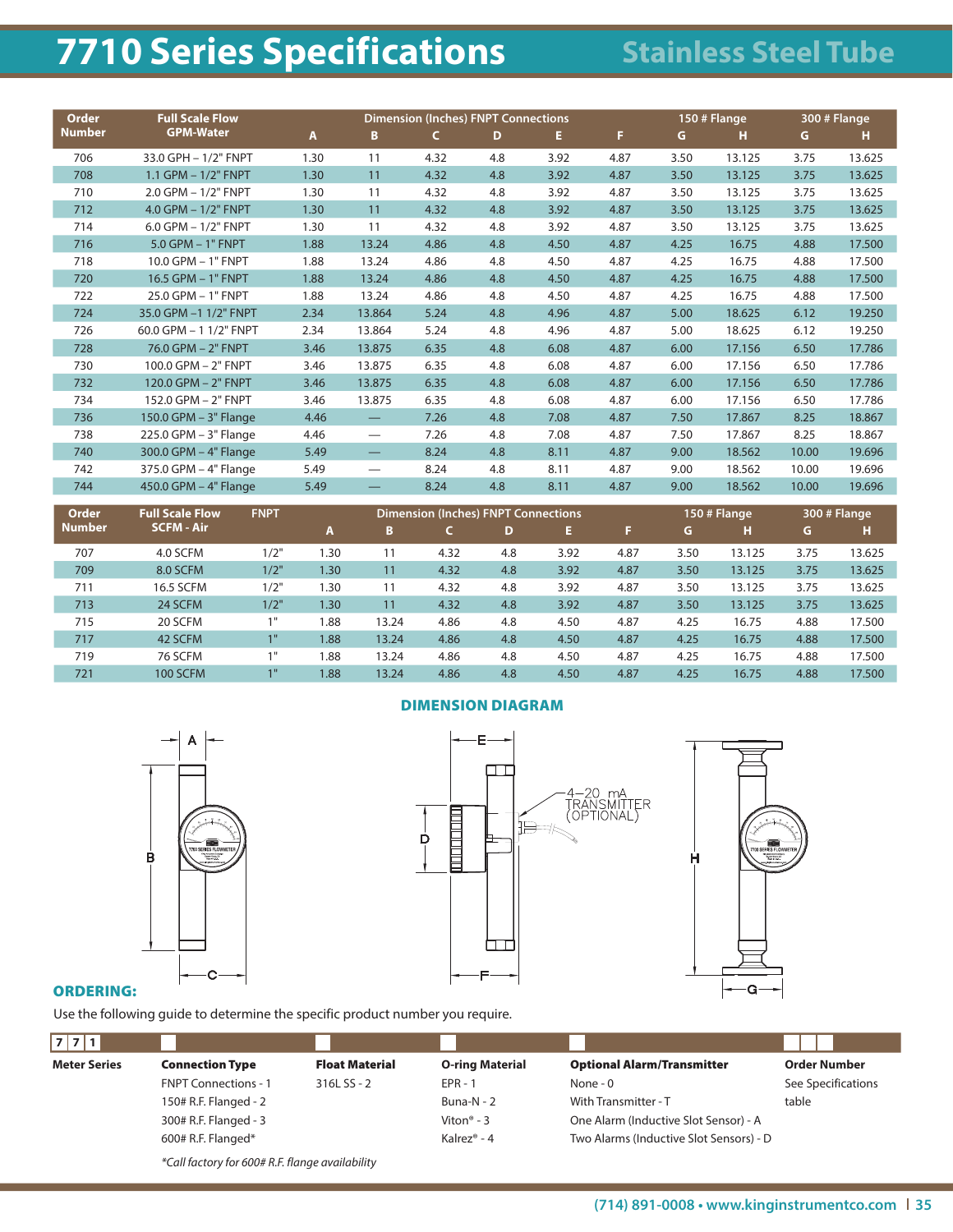# 7710 Series Specifications

## Stainless Steel Tube

| Order Number | Full Scale Flow GPM-Water | Dimension (Inches) FNPT Connections | | | | | | 150 # Flange | | 300 # Flange | |
|---|---|---|---|---|---|---|---|---|---|---|---|
| | | A | B | C | D | E | F | G | H | G | H |
| 706 | 33.0 GPH – 1/2" FNPT | 1.30 | 11 | 4.32 | 4.8 | 3.92 | 4.87 | 3.50 | 13.125 | 3.75 | 13.625 |
| 708 | 1.1 GPM – 1/2" FNPT | 1.30 | 11 | 4.32 | 4.8 | 3.92 | 4.87 | 3.50 | 13.125 | 3.75 | 13.625 |
| 710 | 2.0 GPM – 1/2" FNPT | 1.30 | 11 | 4.32 | 4.8 | 3.92 | 4.87 | 3.50 | 13.125 | 3.75 | 13.625 |
| 712 | 4.0 GPM – 1/2" FNPT | 1.30 | 11 | 4.32 | 4.8 | 3.92 | 4.87 | 3.50 | 13.125 | 3.75 | 13.625 |
| 714 | 6.0 GPM – 1/2" FNPT | 1.30 | 11 | 4.32 | 4.8 | 3.92 | 4.87 | 3.50 | 13.125 | 3.75 | 13.625 |
| 716 | 5.0 GPM – 1" FNPT | 1.88 | 13.24 | 4.86 | 4.8 | 4.50 | 4.87 | 4.25 | 16.75 | 4.88 | 17.500 |
| 718 | 10.0 GPM – 1" FNPT | 1.88 | 13.24 | 4.86 | 4.8 | 4.50 | 4.87 | 4.25 | 16.75 | 4.88 | 17.500 |
| 720 | 16.5 GPM – 1" FNPT | 1.88 | 13.24 | 4.86 | 4.8 | 4.50 | 4.87 | 4.25 | 16.75 | 4.88 | 17.500 |
| 722 | 25.0 GPM – 1" FNPT | 1.88 | 13.24 | 4.86 | 4.8 | 4.50 | 4.87 | 4.25 | 16.75 | 4.88 | 17.500 |
| 724 | 35.0 GPM –1 1/2" FNPT | 2.34 | 13.864 | 5.24 | 4.8 | 4.96 | 4.87 | 5.00 | 18.625 | 6.12 | 19.250 |
| 726 | 60.0 GPM – 1 1/2" FNPT | 2.34 | 13.864 | 5.24 | 4.8 | 4.96 | 4.87 | 5.00 | 18.625 | 6.12 | 19.250 |
| 728 | 76.0 GPM – 2" FNPT | 3.46 | 13.875 | 6.35 | 4.8 | 6.08 | 4.87 | 6.00 | 17.156 | 6.50 | 17.786 |
| 730 | 100.0 GPM – 2" FNPT | 3.46 | 13.875 | 6.35 | 4.8 | 6.08 | 4.87 | 6.00 | 17.156 | 6.50 | 17.786 |
| 732 | 120.0 GPM – 2" FNPT | 3.46 | 13.875 | 6.35 | 4.8 | 6.08 | 4.87 | 6.00 | 17.156 | 6.50 | 17.786 |
| 734 | 152.0 GPM – 2" FNPT | 3.46 | 13.875 | 6.35 | 4.8 | 6.08 | 4.87 | 6.00 | 17.156 | 6.50 | 17.786 |
| 736 | 150.0 GPM – 3" Flange | 4.46 | — | 7.26 | 4.8 | 7.08 | 4.87 | 7.50 | 17.867 | 8.25 | 18.867 |
| 738 | 225.0 GPM – 3" Flange | 4.46 | — | 7.26 | 4.8 | 7.08 | 4.87 | 7.50 | 17.867 | 8.25 | 18.867 |
| 740 | 300.0 GPM – 4" Flange | 5.49 | — | 8.24 | 4.8 | 8.11 | 4.87 | 9.00 | 18.562 | 10.00 | 19.696 |
| 742 | 375.0 GPM – 4" Flange | 5.49 | — | 8.24 | 4.8 | 8.11 | 4.87 | 9.00 | 18.562 | 10.00 | 19.696 |
| 744 | 450.0 GPM – 4" Flange | 5.49 | — | 8.24 | 4.8 | 8.11 | 4.87 | 9.00 | 18.562 | 10.00 | 19.696 |

| Order Number | Full Scale Flow SCFM - Air | FNPT | Dimension (Inches) FNPT Connections | | | | | | 150 # Flange | | 300 # Flange | |
|---|---|---|---|---|---|---|---|---|---|---|---|---|
| | | | A | B | C | D | E | F | G | H | G | H |
| 707 | 4.0 SCFM | 1/2" | 1.30 | 11 | 4.32 | 4.8 | 3.92 | 4.87 | 3.50 | 13.125 | 3.75 | 13.625 |
| 709 | 8.0 SCFM | 1/2" | 1.30 | 11 | 4.32 | 4.8 | 3.92 | 4.87 | 3.50 | 13.125 | 3.75 | 13.625 |
| 711 | 16.5 SCFM | 1/2" | 1.30 | 11 | 4.32 | 4.8 | 3.92 | 4.87 | 3.50 | 13.125 | 3.75 | 13.625 |
| 713 | 24 SCFM | 1/2" | 1.30 | 11 | 4.32 | 4.8 | 3.92 | 4.87 | 3.50 | 13.125 | 3.75 | 13.625 |
| 715 | 20 SCFM | 1" | 1.88 | 13.24 | 4.86 | 4.8 | 4.50 | 4.87 | 4.25 | 16.75 | 4.88 | 17.500 |
| 717 | 42 SCFM | 1" | 1.88 | 13.24 | 4.86 | 4.8 | 4.50 | 4.87 | 4.25 | 16.75 | 4.88 | 17.500 |
| 719 | 76 SCFM | 1" | 1.88 | 13.24 | 4.86 | 4.8 | 4.50 | 4.87 | 4.25 | 16.75 | 4.88 | 17.500 |
| 721 | 100 SCFM | 1" | 1.88 | 13.24 | 4.86 | 4.8 | 4.50 | 4.87 | 4.25 | 16.75 | 4.88 | 17.500 |

## DIMENSION DIAGRAM

A
B
C
D
E
F
4–20 mA TRANSMITTER (OPTIONAL)
H
G

## ORDERING:

Use the following guide to determine the specific product number you require.

| 7 7 1 | ☐ | ☐ | ☐ | ☐ | ☐☐☐ |
|---|---|---|---|---|---|
| **Meter Series** | **Connection Type** | **Float Material** | **O-ring Material** | **Optional Alarm/Transmitter** | **Order Number** |
| | FNPT Connections - 1 | 316L SS - 2 | EPR - 1 | None - 0 | See Specifications table |
| | 150# R.F. Flanged - 2 | | Buna-N - 2 | With Transmitter - T | |
| | 300# R.F. Flanged - 3 | | Viton® - 3 | One Alarm (Inductive Slot Sensor) - A | |
| | 600# R.F. Flanged* | | Kalrez® - 4 | Two Alarms (Inductive Slot Sensors) - D | |

*\*Call factory for 600# R.F. flange availability*

(714) 891-0008 • www.kinginstrumentco.com